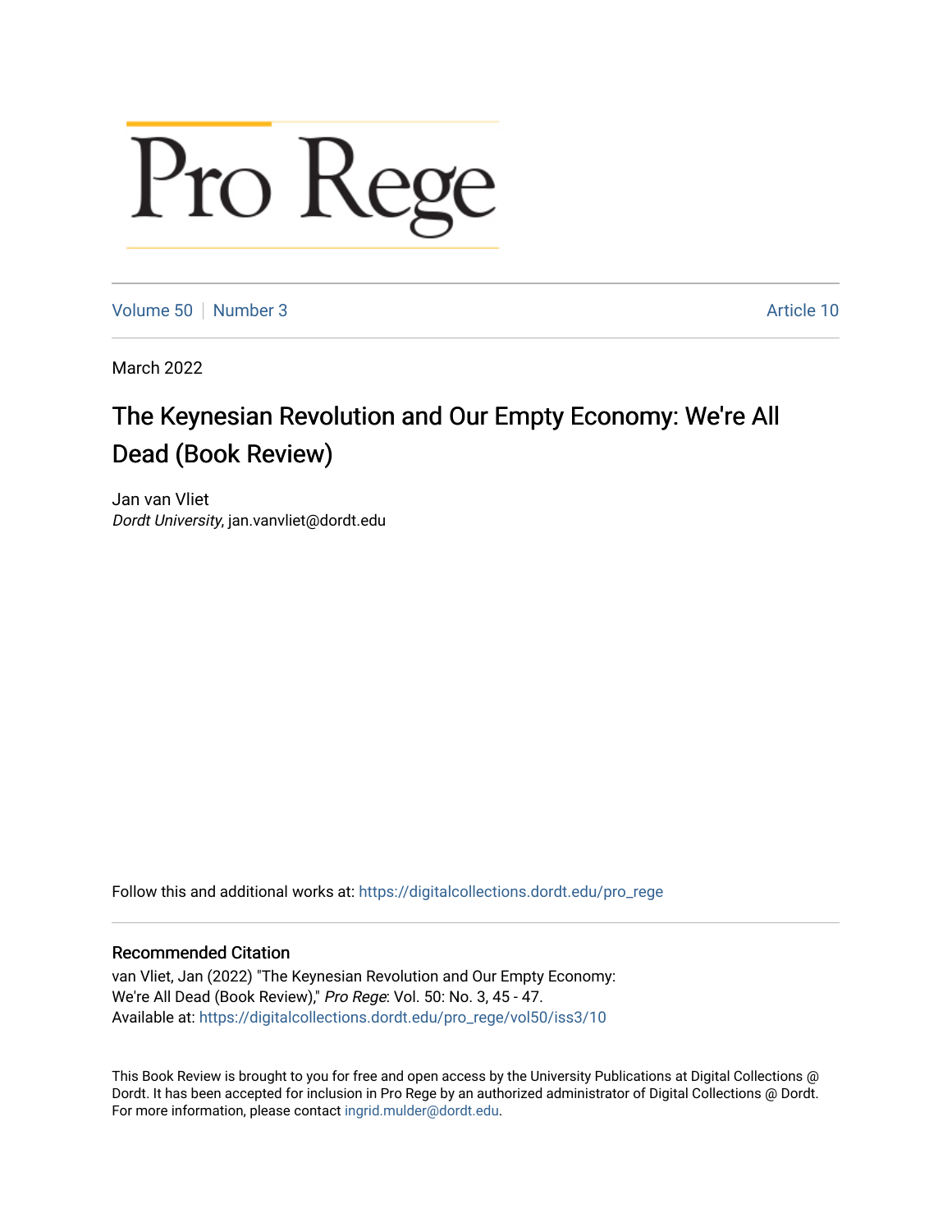Pro Rege

Volume 50 | Number 3 | Article 10

March 2022

# The Keynesian Revolution and Our Empty Economy: We're All Dead (Book Review)

Jan van Vliet
*Dordt University*, jan.vanvliet@dordt.edu

Follow this and additional works at: https://digitalcollections.dordt.edu/pro_rege

## Recommended Citation

van Vliet, Jan (2022) "The Keynesian Revolution and Our Empty Economy: We're All Dead (Book Review)," *Pro Rege*: Vol. 50: No. 3, 45 - 47.
Available at: https://digitalcollections.dordt.edu/pro_rege/vol50/iss3/10

This Book Review is brought to you for free and open access by the University Publications at Digital Collections @ Dordt. It has been accepted for inclusion in Pro Rege by an authorized administrator of Digital Collections @ Dordt. For more information, please contact ingrid.mulder@dordt.edu.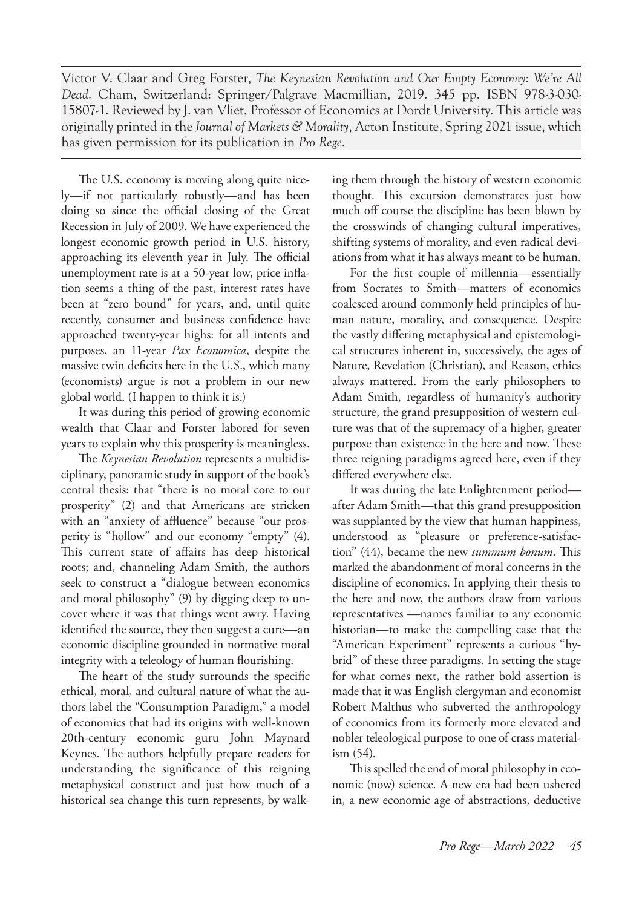Victor V. Claar and Greg Forster, *The Keynesian Revolution and Our Empty Economy: We're All Dead.* Cham, Switzerland: Springer/Palgrave Macmillian, 2019. 345 pp. ISBN 978-3-030-15807-1. Reviewed by J. van Vliet, Professor of Economics at Dordt University. This article was originally printed in the *Journal of Markets & Morality*, Acton Institute, Spring 2021 issue, which has given permission for its publication in *Pro Rege*.

---

The U.S. economy is moving along quite nicely—if not particularly robustly—and has been doing so since the official closing of the Great Recession in July of 2009. We have experienced the longest economic growth period in U.S. history, approaching its eleventh year in July. The official unemployment rate is at a 50-year low, price inflation seems a thing of the past, interest rates have been at "zero bound" for years, and, until quite recently, consumer and business confidence have approached twenty-year highs: for all intents and purposes, an 11-year *Pax Economica*, despite the massive twin deficits here in the U.S., which many (economists) argue is not a problem in our new global world. (I happen to think it is.)

It was during this period of growing economic wealth that Claar and Forster labored for seven years to explain why this prosperity is meaningless.

The *Keynesian Revolution* represents a multidisciplinary, panoramic study in support of the book's central thesis: that "there is no moral core to our prosperity" (2) and that Americans are stricken with an "anxiety of affluence" because "our prosperity is "hollow" and our economy "empty" (4). This current state of affairs has deep historical roots; and, channeling Adam Smith, the authors seek to construct a "dialogue between economics and moral philosophy" (9) by digging deep to uncover where it was that things went awry. Having identified the source, they then suggest a cure—an economic discipline grounded in normative moral integrity with a teleology of human flourishing.

The heart of the study surrounds the specific ethical, moral, and cultural nature of what the authors label the "Consumption Paradigm," a model of economics that had its origins with well-known 20th-century economic guru John Maynard Keynes. The authors helpfully prepare readers for understanding the significance of this reigning metaphysical construct and just how much of a historical sea change this turn represents, by walking them through the history of western economic thought. This excursion demonstrates just how much off course the discipline has been blown by the crosswinds of changing cultural imperatives, shifting systems of morality, and even radical deviations from what it has always meant to be human.

For the first couple of millennia—essentially from Socrates to Smith—matters of economics coalesced around commonly held principles of human nature, morality, and consequence. Despite the vastly differing metaphysical and epistemological structures inherent in, successively, the ages of Nature, Revelation (Christian), and Reason, ethics always mattered. From the early philosophers to Adam Smith, regardless of humanity's authority structure, the grand presupposition of western culture was that of the supremacy of a higher, greater purpose than existence in the here and now. These three reigning paradigms agreed here, even if they differed everywhere else.

It was during the late Enlightenment period—after Adam Smith—that this grand presupposition was supplanted by the view that human happiness, understood as "pleasure or preference-satisfaction" (44), became the new *summum bonum*. This marked the abandonment of moral concerns in the discipline of economics. In applying their thesis to the here and now, the authors draw from various representatives —names familiar to any economic historian—to make the compelling case that the "American Experiment" represents a curious "hybrid" of these three paradigms. In setting the stage for what comes next, the rather bold assertion is made that it was English clergyman and economist Robert Malthus who subverted the anthropology of economics from its formerly more elevated and nobler teleological purpose to one of crass materialism (54).

This spelled the end of moral philosophy in economic (now) science. A new era had been ushered in, a new economic age of abstractions, deductive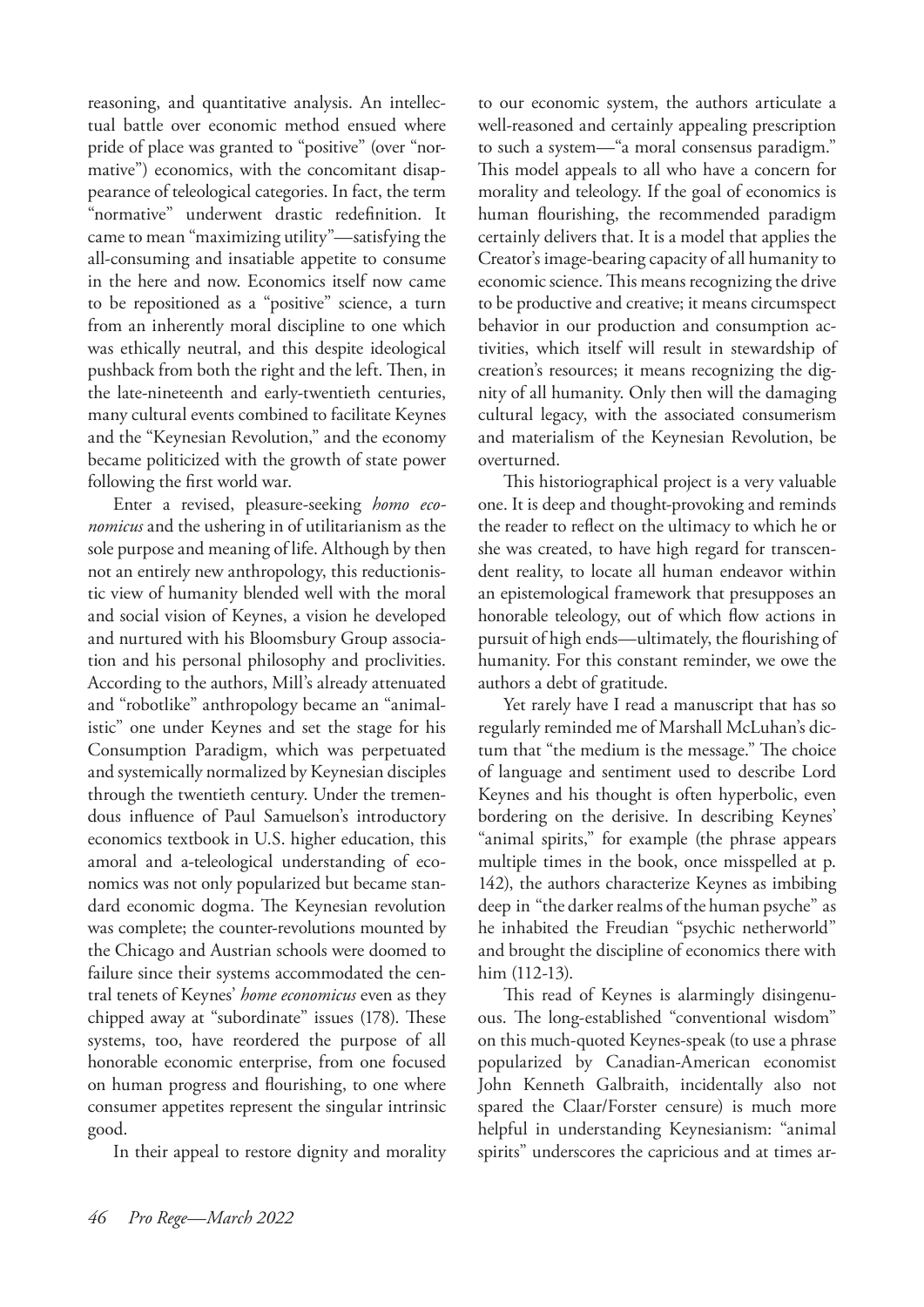reasoning, and quantitative analysis. An intellectual battle over economic method ensued where pride of place was granted to "positive" (over "normative") economics, with the concomitant disappearance of teleological categories. In fact, the term "normative" underwent drastic redefinition. It came to mean "maximizing utility"—satisfying the all-consuming and insatiable appetite to consume in the here and now. Economics itself now came to be repositioned as a "positive" science, a turn from an inherently moral discipline to one which was ethically neutral, and this despite ideological pushback from both the right and the left. Then, in the late-nineteenth and early-twentieth centuries, many cultural events combined to facilitate Keynes and the "Keynesian Revolution," and the economy became politicized with the growth of state power following the first world war.

Enter a revised, pleasure-seeking *homo economicus* and the ushering in of utilitarianism as the sole purpose and meaning of life. Although by then not an entirely new anthropology, this reductionistic view of humanity blended well with the moral and social vision of Keynes, a vision he developed and nurtured with his Bloomsbury Group association and his personal philosophy and proclivities. According to the authors, Mill's already attenuated and "robotlike" anthropology became an "animalistic" one under Keynes and set the stage for his Consumption Paradigm, which was perpetuated and systemically normalized by Keynesian disciples through the twentieth century. Under the tremendous influence of Paul Samuelson's introductory economics textbook in U.S. higher education, this amoral and a-teleological understanding of economics was not only popularized but became standard economic dogma. The Keynesian revolution was complete; the counter-revolutions mounted by the Chicago and Austrian schools were doomed to failure since their systems accommodated the central tenets of Keynes' *home economicus* even as they chipped away at "subordinate" issues (178). These systems, too, have reordered the purpose of all honorable economic enterprise, from one focused on human progress and flourishing, to one where consumer appetites represent the singular intrinsic good.

In their appeal to restore dignity and morality to our economic system, the authors articulate a well-reasoned and certainly appealing prescription to such a system—"a moral consensus paradigm." This model appeals to all who have a concern for morality and teleology. If the goal of economics is human flourishing, the recommended paradigm certainly delivers that. It is a model that applies the Creator's image-bearing capacity of all humanity to economic science. This means recognizing the drive to be productive and creative; it means circumspect behavior in our production and consumption activities, which itself will result in stewardship of creation's resources; it means recognizing the dignity of all humanity. Only then will the damaging cultural legacy, with the associated consumerism and materialism of the Keynesian Revolution, be overturned.

This historiographical project is a very valuable one. It is deep and thought-provoking and reminds the reader to reflect on the ultimacy to which he or she was created, to have high regard for transcendent reality, to locate all human endeavor within an epistemological framework that presupposes an honorable teleology, out of which flow actions in pursuit of high ends—ultimately, the flourishing of humanity. For this constant reminder, we owe the authors a debt of gratitude.

Yet rarely have I read a manuscript that has so regularly reminded me of Marshall McLuhan's dictum that "the medium is the message." The choice of language and sentiment used to describe Lord Keynes and his thought is often hyperbolic, even bordering on the derisive. In describing Keynes' "animal spirits," for example (the phrase appears multiple times in the book, once misspelled at p. 142), the authors characterize Keynes as imbibing deep in "the darker realms of the human psyche" as he inhabited the Freudian "psychic netherworld" and brought the discipline of economics there with him (112-13).

This read of Keynes is alarmingly disingenuous. The long-established "conventional wisdom" on this much-quoted Keynes-speak (to use a phrase popularized by Canadian-American economist John Kenneth Galbraith, incidentally also not spared the Claar/Forster censure) is much more helpful in understanding Keynesianism: "animal spirits" underscores the capricious and at times ar-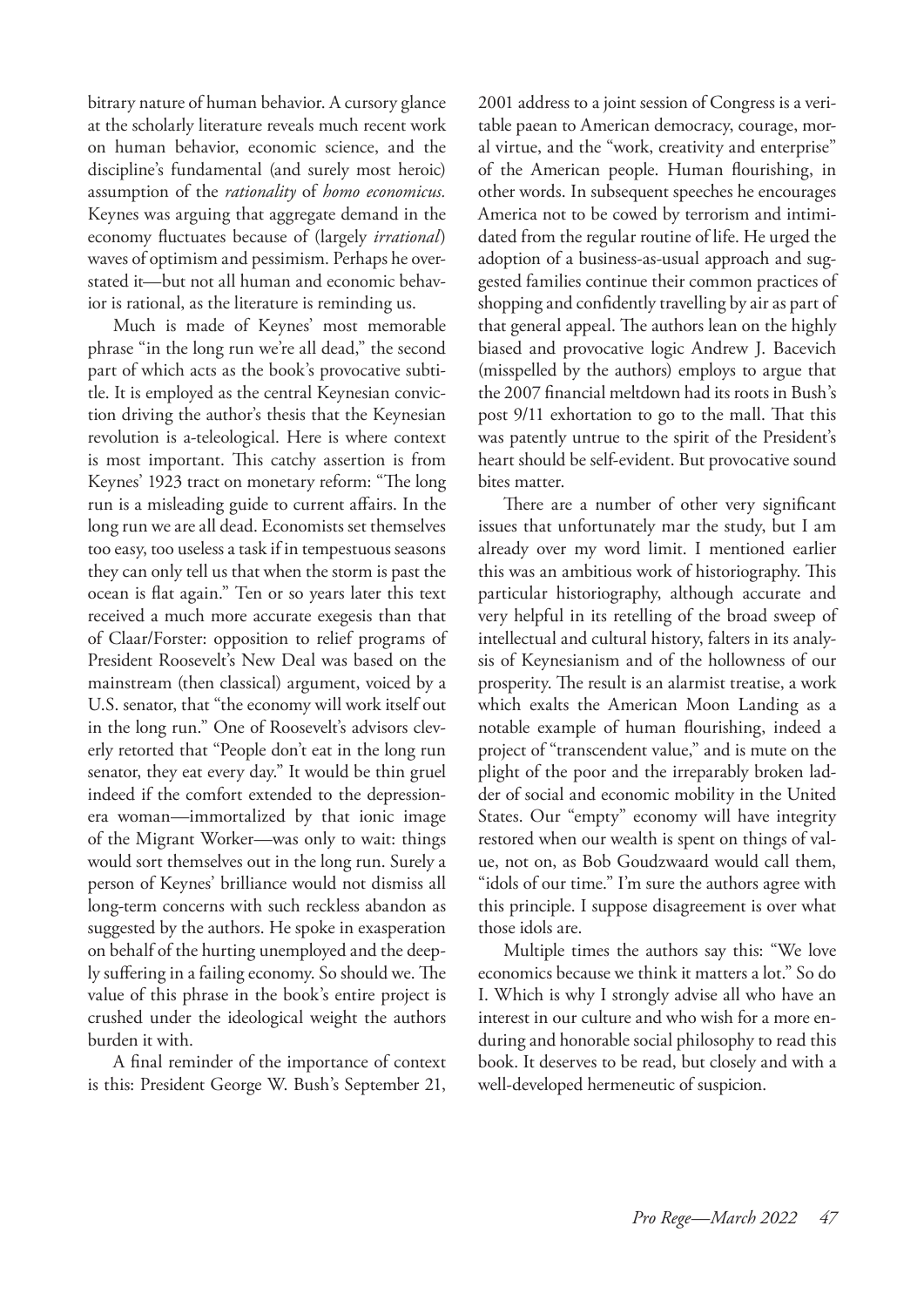bitrary nature of human behavior. A cursory glance at the scholarly literature reveals much recent work on human behavior, economic science, and the discipline's fundamental (and surely most heroic) assumption of the *rationality* of *homo economicus.* Keynes was arguing that aggregate demand in the economy fluctuates because of (largely *irrational*) waves of optimism and pessimism. Perhaps he overstated it—but not all human and economic behavior is rational, as the literature is reminding us.

Much is made of Keynes' most memorable phrase "in the long run we're all dead," the second part of which acts as the book's provocative subtitle. It is employed as the central Keynesian conviction driving the author's thesis that the Keynesian revolution is a-teleological. Here is where context is most important. This catchy assertion is from Keynes' 1923 tract on monetary reform: "The long run is a misleading guide to current affairs. In the long run we are all dead. Economists set themselves too easy, too useless a task if in tempestuous seasons they can only tell us that when the storm is past the ocean is flat again." Ten or so years later this text received a much more accurate exegesis than that of Claar/Forster: opposition to relief programs of President Roosevelt's New Deal was based on the mainstream (then classical) argument, voiced by a U.S. senator, that "the economy will work itself out in the long run." One of Roosevelt's advisors cleverly retorted that "People don't eat in the long run senator, they eat every day." It would be thin gruel indeed if the comfort extended to the depression-era woman—immortalized by that ionic image of the Migrant Worker—was only to wait: things would sort themselves out in the long run. Surely a person of Keynes' brilliance would not dismiss all long-term concerns with such reckless abandon as suggested by the authors. He spoke in exasperation on behalf of the hurting unemployed and the deeply suffering in a failing economy. So should we. The value of this phrase in the book's entire project is crushed under the ideological weight the authors burden it with.

A final reminder of the importance of context is this: President George W. Bush's September 21, 2001 address to a joint session of Congress is a veritable paean to American democracy, courage, moral virtue, and the "work, creativity and enterprise" of the American people. Human flourishing, in other words. In subsequent speeches he encourages America not to be cowed by terrorism and intimidated from the regular routine of life. He urged the adoption of a business-as-usual approach and suggested families continue their common practices of shopping and confidently travelling by air as part of that general appeal. The authors lean on the highly biased and provocative logic Andrew J. Bacevich (misspelled by the authors) employs to argue that the 2007 financial meltdown had its roots in Bush's post 9/11 exhortation to go to the mall. That this was patently untrue to the spirit of the President's heart should be self-evident. But provocative sound bites matter.

There are a number of other very significant issues that unfortunately mar the study, but I am already over my word limit. I mentioned earlier this was an ambitious work of historiography. This particular historiography, although accurate and very helpful in its retelling of the broad sweep of intellectual and cultural history, falters in its analysis of Keynesianism and of the hollowness of our prosperity. The result is an alarmist treatise, a work which exalts the American Moon Landing as a notable example of human flourishing, indeed a project of "transcendent value," and is mute on the plight of the poor and the irreparably broken ladder of social and economic mobility in the United States. Our "empty" economy will have integrity restored when our wealth is spent on things of value, not on, as Bob Goudzwaard would call them, "idols of our time." I'm sure the authors agree with this principle. I suppose disagreement is over what those idols are.

Multiple times the authors say this: "We love economics because we think it matters a lot." So do I. Which is why I strongly advise all who have an interest in our culture and who wish for a more enduring and honorable social philosophy to read this book. It deserves to be read, but closely and with a well-developed hermeneutic of suspicion.